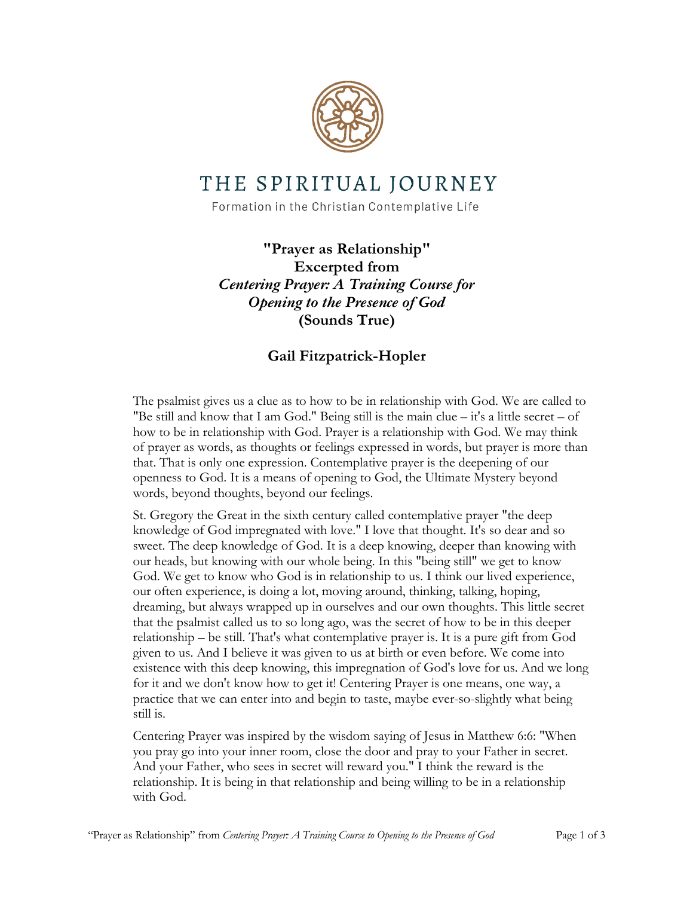# THE SPIRITUAL JOURNEY

Formation in the Christian Contemplative Life

## **"Prayer as Relationship"**
## **Excerpted from**
## ***Centering Prayer: A Training Course for Opening to the Presence of God***
## **(Sounds True)**

### **Gail Fitzpatrick-Hopler**

The psalmist gives us a clue as to how to be in relationship with God. We are called to "Be still and know that I am God." Being still is the main clue – it's a little secret – of how to be in relationship with God. Prayer is a relationship with God. We may think of prayer as words, as thoughts or feelings expressed in words, but prayer is more than that. That is only one expression. Contemplative prayer is the deepening of our openness to God. It is a means of opening to God, the Ultimate Mystery beyond words, beyond thoughts, beyond our feelings.

St. Gregory the Great in the sixth century called contemplative prayer "the deep knowledge of God impregnated with love." I love that thought. It's so dear and so sweet. The deep knowledge of God. It is a deep knowing, deeper than knowing with our heads, but knowing with our whole being. In this "being still" we get to know God. We get to know who God is in relationship to us. I think our lived experience, our often experience, is doing a lot, moving around, thinking, talking, hoping, dreaming, but always wrapped up in ourselves and our own thoughts. This little secret that the psalmist called us to so long ago, was the secret of how to be in this deeper relationship – be still. That's what contemplative prayer is. It is a pure gift from God given to us. And I believe it was given to us at birth or even before. We come into existence with this deep knowing, this impregnation of God's love for us. And we long for it and we don't know how to get it! Centering Prayer is one means, one way, a practice that we can enter into and begin to taste, maybe ever-so-slightly what being still is.

Centering Prayer was inspired by the wisdom saying of Jesus in Matthew 6:6: "When you pray go into your inner room, close the door and pray to your Father in secret. And your Father, who sees in secret will reward you." I think the reward is the relationship. It is being in that relationship and being willing to be in a relationship with God.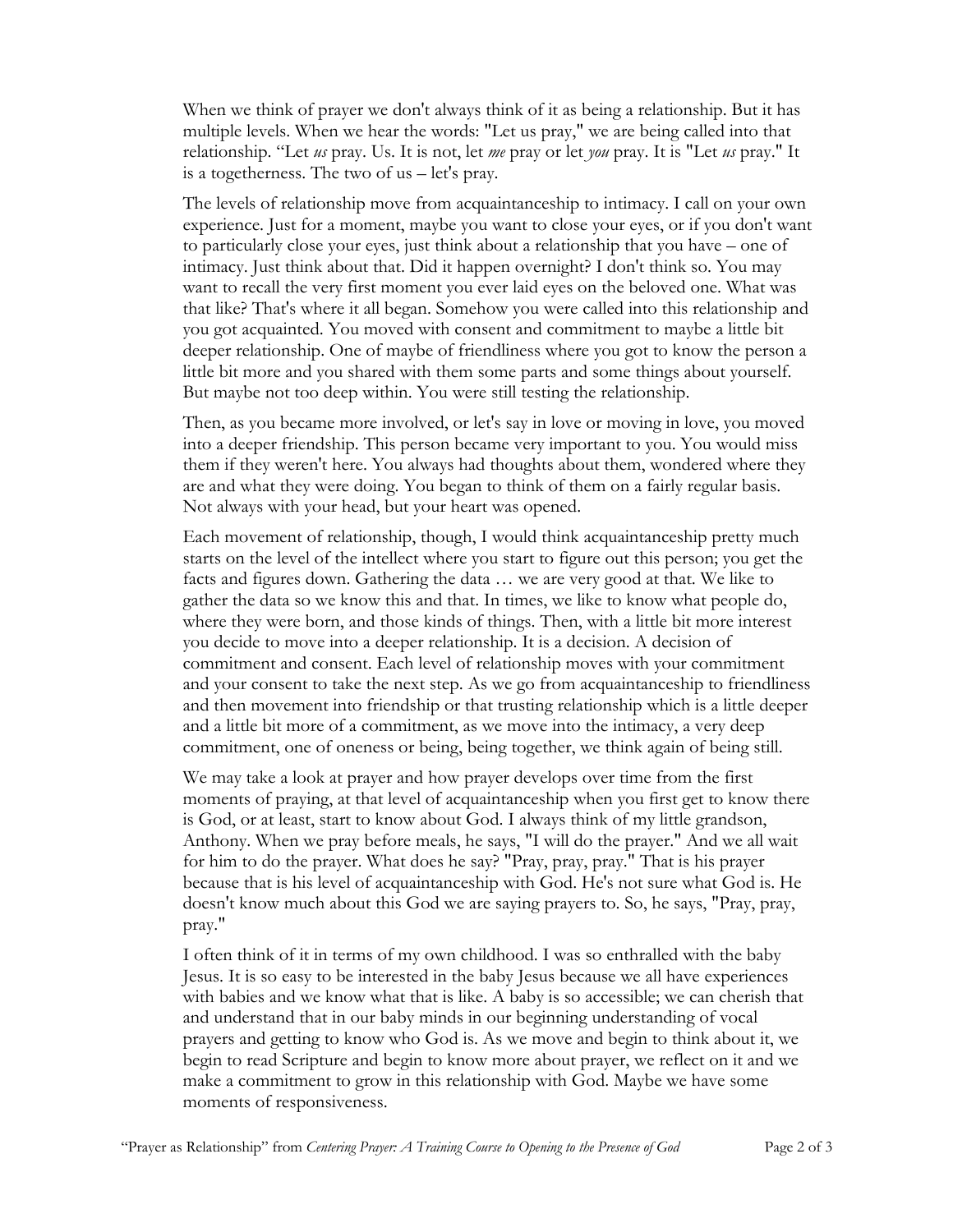When we think of prayer we don't always think of it as being a relationship. But it has multiple levels. When we hear the words: "Let us pray," we are being called into that relationship. "Let *us* pray. Us. It is not, let *me* pray or let *you* pray. It is "Let *us* pray." It is a togetherness. The two of us – let's pray.

The levels of relationship move from acquaintanceship to intimacy. I call on your own experience. Just for a moment, maybe you want to close your eyes, or if you don't want to particularly close your eyes, just think about a relationship that you have – one of intimacy. Just think about that. Did it happen overnight? I don't think so. You may want to recall the very first moment you ever laid eyes on the beloved one. What was that like? That's where it all began. Somehow you were called into this relationship and you got acquainted. You moved with consent and commitment to maybe a little bit deeper relationship. One of maybe of friendliness where you got to know the person a little bit more and you shared with them some parts and some things about yourself. But maybe not too deep within. You were still testing the relationship.

Then, as you became more involved, or let's say in love or moving in love, you moved into a deeper friendship. This person became very important to you. You would miss them if they weren't here. You always had thoughts about them, wondered where they are and what they were doing. You began to think of them on a fairly regular basis. Not always with your head, but your heart was opened.

Each movement of relationship, though, I would think acquaintanceship pretty much starts on the level of the intellect where you start to figure out this person; you get the facts and figures down. Gathering the data … we are very good at that. We like to gather the data so we know this and that. In times, we like to know what people do, where they were born, and those kinds of things. Then, with a little bit more interest you decide to move into a deeper relationship. It is a decision. A decision of commitment and consent. Each level of relationship moves with your commitment and your consent to take the next step. As we go from acquaintanceship to friendliness and then movement into friendship or that trusting relationship which is a little deeper and a little bit more of a commitment, as we move into the intimacy, a very deep commitment, one of oneness or being, being together, we think again of being still.

We may take a look at prayer and how prayer develops over time from the first moments of praying, at that level of acquaintanceship when you first get to know there is God, or at least, start to know about God. I always think of my little grandson, Anthony. When we pray before meals, he says, "I will do the prayer." And we all wait for him to do the prayer. What does he say? "Pray, pray, pray." That is his prayer because that is his level of acquaintanceship with God. He's not sure what God is. He doesn't know much about this God we are saying prayers to. So, he says, "Pray, pray, pray."

I often think of it in terms of my own childhood. I was so enthralled with the baby Jesus. It is so easy to be interested in the baby Jesus because we all have experiences with babies and we know what that is like. A baby is so accessible; we can cherish that and understand that in our baby minds in our beginning understanding of vocal prayers and getting to know who God is. As we move and begin to think about it, we begin to read Scripture and begin to know more about prayer, we reflect on it and we make a commitment to grow in this relationship with God. Maybe we have some moments of responsiveness.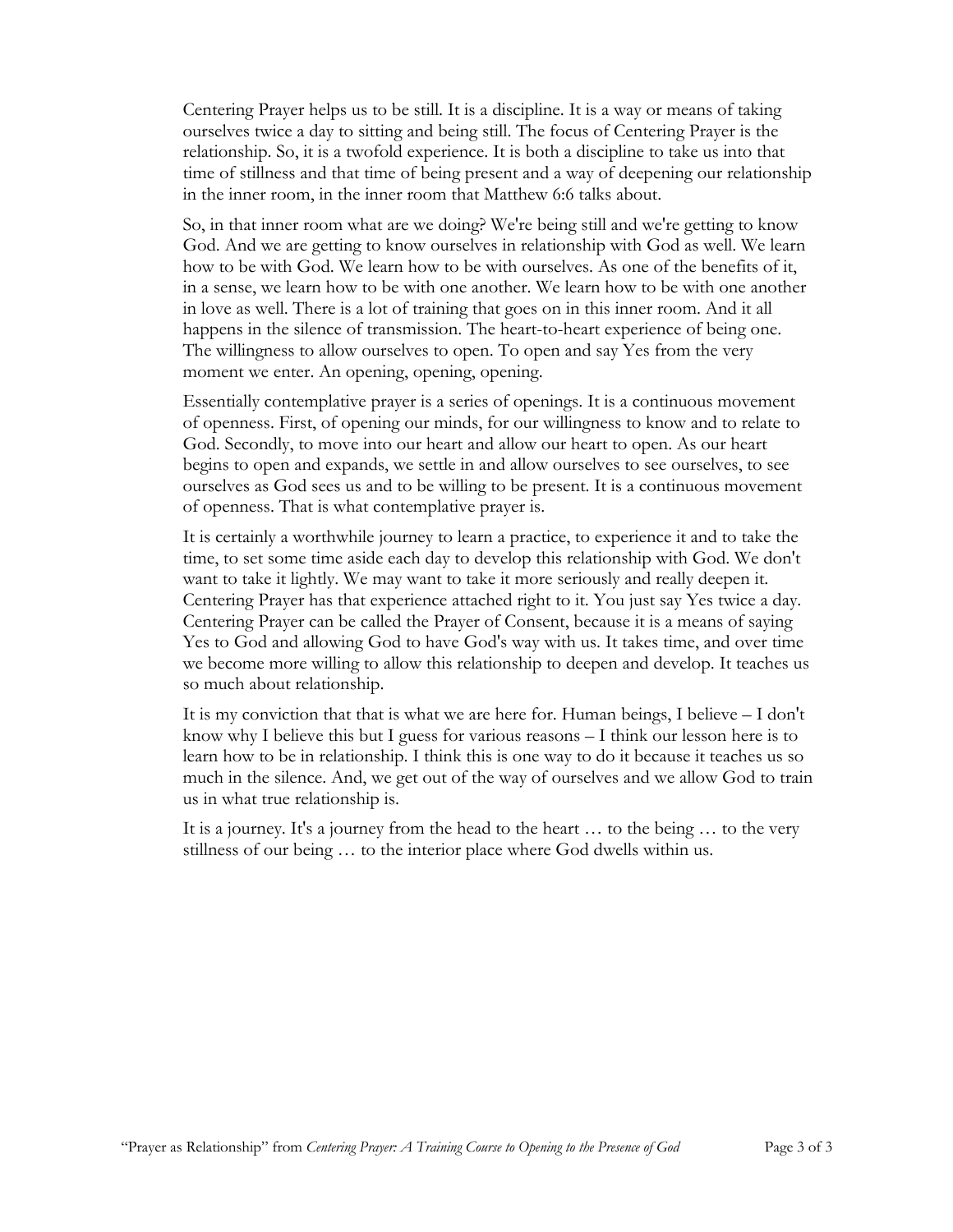Centering Prayer helps us to be still. It is a discipline. It is a way or means of taking ourselves twice a day to sitting and being still. The focus of Centering Prayer is the relationship. So, it is a twofold experience. It is both a discipline to take us into that time of stillness and that time of being present and a way of deepening our relationship in the inner room, in the inner room that Matthew 6:6 talks about.

So, in that inner room what are we doing? We're being still and we're getting to know God. And we are getting to know ourselves in relationship with God as well. We learn how to be with God. We learn how to be with ourselves. As one of the benefits of it, in a sense, we learn how to be with one another. We learn how to be with one another in love as well. There is a lot of training that goes on in this inner room. And it all happens in the silence of transmission. The heart-to-heart experience of being one. The willingness to allow ourselves to open. To open and say Yes from the very moment we enter. An opening, opening, opening.

Essentially contemplative prayer is a series of openings. It is a continuous movement of openness. First, of opening our minds, for our willingness to know and to relate to God. Secondly, to move into our heart and allow our heart to open. As our heart begins to open and expands, we settle in and allow ourselves to see ourselves, to see ourselves as God sees us and to be willing to be present. It is a continuous movement of openness. That is what contemplative prayer is.

It is certainly a worthwhile journey to learn a practice, to experience it and to take the time, to set some time aside each day to develop this relationship with God. We don't want to take it lightly. We may want to take it more seriously and really deepen it. Centering Prayer has that experience attached right to it. You just say Yes twice a day. Centering Prayer can be called the Prayer of Consent, because it is a means of saying Yes to God and allowing God to have God's way with us. It takes time, and over time we become more willing to allow this relationship to deepen and develop. It teaches us so much about relationship.

It is my conviction that that is what we are here for. Human beings, I believe – I don't know why I believe this but I guess for various reasons – I think our lesson here is to learn how to be in relationship. I think this is one way to do it because it teaches us so much in the silence. And, we get out of the way of ourselves and we allow God to train us in what true relationship is.

It is a journey. It's a journey from the head to the heart … to the being … to the very stillness of our being … to the interior place where God dwells within us.